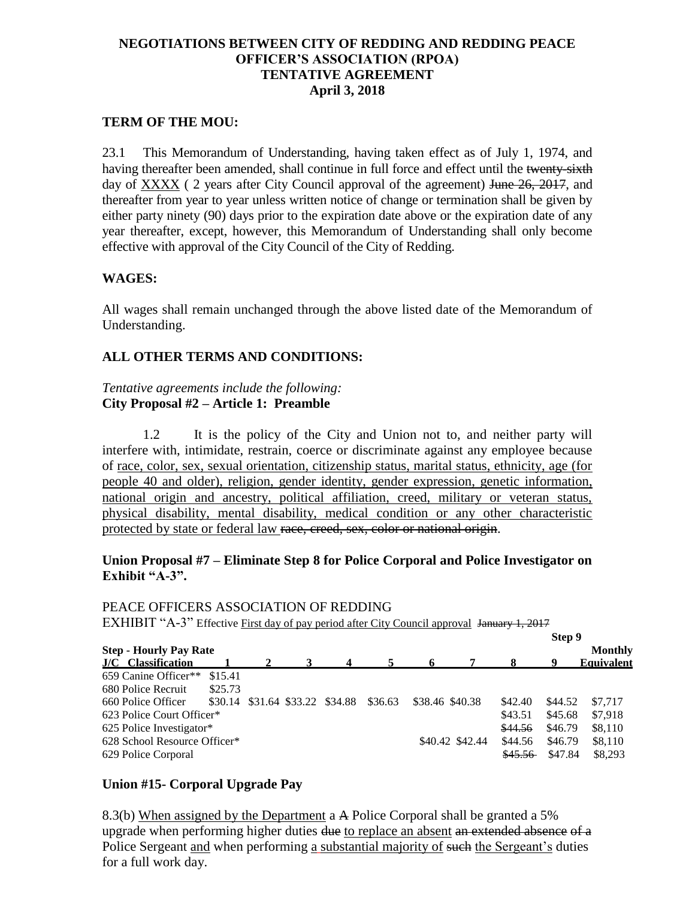# NEGOTIATIONS BETWEEN CITY OF REDDING AND REDDING PEACE OFFICER'S ASSOCIATION (RPOA) TENTATIVE AGREEMENT

**April 3, 2018**

## TERM OF THE MOU:

23.1 This Memorandum of Understanding, having taken effect as of July 1, 1974, and having thereafter been amended, shall continue in full force and effect until the ~~twenty-sixth~~ day of <u>XXXX</u> ( 2 years after City Council approval of the agreement) ~~June 26, 2017~~, and thereafter from year to year unless written notice of change or termination shall be given by either party ninety (90) days prior to the expiration date above or the expiration date of any year thereafter, except, however, this Memorandum of Understanding shall only become effective with approval of the City Council of the City of Redding.

## WAGES:

All wages shall remain unchanged through the above listed date of the Memorandum of Understanding.

## ALL OTHER TERMS AND CONDITIONS:

*Tentative agreements include the following:*

**City Proposal #2 – Article 1: Preamble**

1.2 It is the policy of the City and Union not to, and neither party will interfere with, intimidate, restrain, coerce or discriminate against any employee because of <u>race, color, sex, sexual orientation, citizenship status, marital status, ethnicity, age (for people 40 and older), religion, gender identity, gender expression, genetic information, national origin and ancestry, political affiliation, creed, military or veteran status, physical disability, mental disability, medical condition or any other characteristic protected by state or federal law</u> ~~race, creed, sex, color or national origin~~.

**Union Proposal #7 – Eliminate Step 8 for Police Corporal and Police Investigator on Exhibit "A-3".**

PEACE OFFICERS ASSOCIATION OF REDDING

EXHIBIT "A-3" Effective <u>First day of pay period after City Council approval</u> ~~January 1, 2017~~

| Step - Hourly Pay Rate | | | | | | | | | Step 9 | Monthly |
|---|---|---|---|---|---|---|---|---|---|---|
| J/C Classification | 1 | 2 | 3 | 4 | 5 | 6 | 7 | 8 | 9 | Equivalent |
| 659 Canine Officer** | $15.41 | | | | | | | | | |
| 680 Police Recruit | $25.73 | | | | | | | | | |
| 660 Police Officer | $30.14 | $31.64 | $33.22 | $34.88 | $36.63 | $38.46 | $40.38 | $42.40 | $44.52 | $7,717 |
| 623 Police Court Officer* | | | | | | | | $43.51 | $45.68 | $7,918 |
| 625 Police Investigator* | | | | | | | | ~~$44.56~~ | $46.79 | $8,110 |
| 628 School Resource Officer* | | | | | | $40.42 | $42.44 | $44.56 | $46.79 | $8,110 |
| 629 Police Corporal | | | | | | | | ~~$45.56~~ | $47.84 | $8,293 |

**Union #15- Corporal Upgrade Pay**

8.3(b) <u>When assigned by the Department</u> a ~~A~~ Police Corporal shall be granted a 5% upgrade when performing higher duties ~~due~~ <u>to replace an absent</u> ~~an extended absence of a~~ Police Sergeant <u>and</u> when performing <u>a substantial majority of</u> ~~such~~ <u>the Sergeant's</u> duties for a full work day.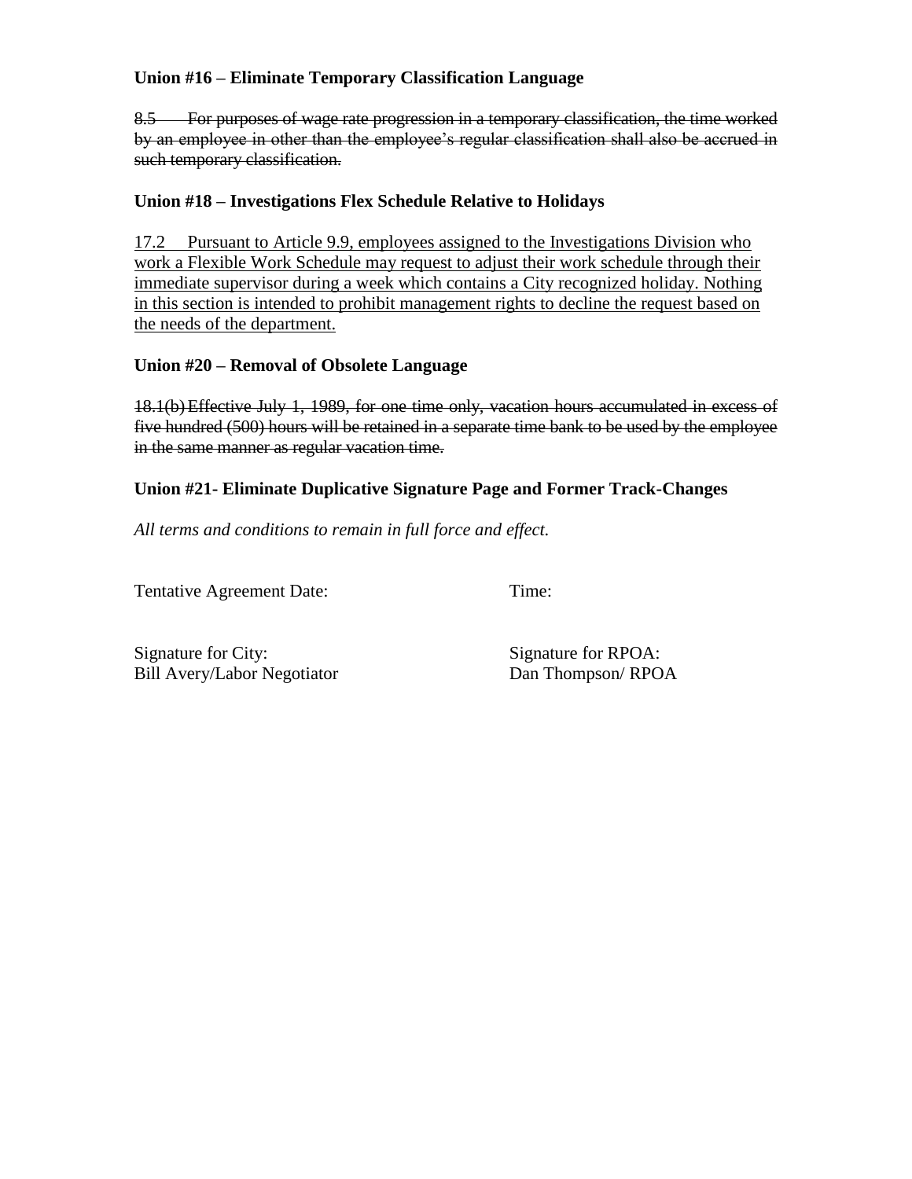**Union #16 – Eliminate Temporary Classification Language**

~~8.5 For purposes of wage rate progression in a temporary classification, the time worked by an employee in other than the employee's regular classification shall also be accrued in such temporary classification.~~

**Union #18 – Investigations Flex Schedule Relative to Holidays**

<u>17.2 Pursuant to Article 9.9, employees assigned to the Investigations Division who work a Flexible Work Schedule may request to adjust their work schedule through their immediate supervisor during a week which contains a City recognized holiday. Nothing in this section is intended to prohibit management rights to decline the request based on the needs of the department.</u>

**Union #20 – Removal of Obsolete Language**

~~18.1(b) Effective July 1, 1989, for one time only, vacation hours accumulated in excess of five hundred (500) hours will be retained in a separate time bank to be used by the employee in the same manner as regular vacation time.~~

**Union #21- Eliminate Duplicative Signature Page and Former Track-Changes**

*All terms and conditions to remain in full force and effect.*

Tentative Agreement Date: Time:

Signature for City:
Bill Avery/Labor Negotiator

Signature for RPOA:
Dan Thompson/ RPOA